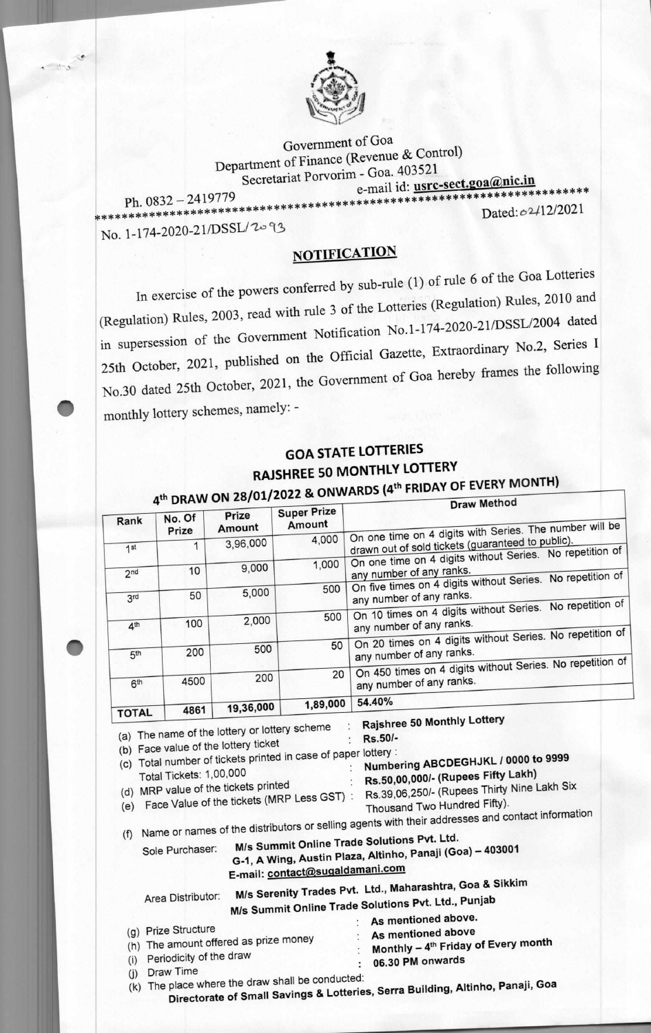Government of Goa

Department of Finance (Revenue & Control)

Secretariat Porvorim - Goa. 403521

Ph. 0832 – 2419779 e-mail id: **usrc-sect.goa@nic.in**

No. 1-174-2020-21/DSSL/2093 Dated: 02/12/2021

## NOTIFICATION

In exercise of the powers conferred by sub-rule (1) of rule 6 of the Goa Lotteries (Regulation) Rules, 2003, read with rule 3 of the Lotteries (Regulation) Rules, 2010 and in supersession of the Government Notification No.1-174-2020-21/DSSL/2004 dated 25th October, 2021, published on the Official Gazette, Extraordinary No.2, Series I No.30 dated 25th October, 2021, the Government of Goa hereby frames the following monthly lottery schemes, namely: -

## GOA STATE LOTTERIES
## RAJSHREE 50 MONTHLY LOTTERY
### 4th DRAW ON 28/01/2022 & ONWARDS (4th FRIDAY OF EVERY MONTH)

| Rank | No. Of Prize | Prize Amount | Super Prize Amount | Draw Method |
|---|---|---|---|---|
| 1st | 1 | 3,96,000 | 4,000 | On one time on 4 digits with Series. The number will be drawn out of sold tickets (guaranteed to public). |
| 2nd | 10 | 9,000 | 1,000 | On one time on 4 digits without Series. No repetition of any number of any ranks. |
| 3rd | 50 | 5,000 | 500 | On five times on 4 digits without Series. No repetition of any number of any ranks. |
| 4th | 100 | 2,000 | 500 | On 10 times on 4 digits without Series. No repetition of any number of any ranks. |
| 5th | 200 | 500 | 50 | On 20 times on 4 digits without Series. No repetition of any number of any ranks. |
| 6th | 4500 | 200 | 20 | On 450 times on 4 digits without Series. No repetition of any number of any ranks. |
| **TOTAL** | **4861** | **19,36,000** | **1,89,000** | **54.40%** |

(a) The name of the lottery or lottery scheme : **Rajshree 50 Monthly Lottery**

(b) Face value of the lottery ticket : **Rs.50/-**

(c) Total number of tickets printed in case of paper lottery : **Numbering ABCDEGHJKL / 0000 to 9999**

Total Tickets: 1,00,000

(d) MRP value of the tickets printed : **Rs.50,00,000/- (Rupees Fifty Lakh)**

(e) Face Value of the tickets (MRP Less GST) : Rs.39,06,250/- (Rupees Thirty Nine Lakh Six Thousand Two Hundred Fifty).

(f) Name or names of the distributors or selling agents with their addresses and contact information

Sole Purchaser: **M/s Summit Online Trade Solutions Pvt. Ltd.**
**G-1, A Wing, Austin Plaza, Altinho, Panaji (Goa) – 403001**
**E-mail: contact@sugaldamani.com**

Area Distributor: **M/s Serenity Trades Pvt. Ltd., Maharashtra, Goa & Sikkim**
**M/s Summit Online Trade Solutions Pvt. Ltd., Punjab**

(g) Prize Structure : **As mentioned above.**

(h) The amount offered as prize money : **As mentioned above**

(i) Periodicity of the draw : **Monthly – 4th Friday of Every month**

(j) Draw Time : **06.30 PM onwards**

(k) The place where the draw shall be conducted:
**Directorate of Small Savings & Lotteries, Serra Building, Altinho, Panaji, Goa**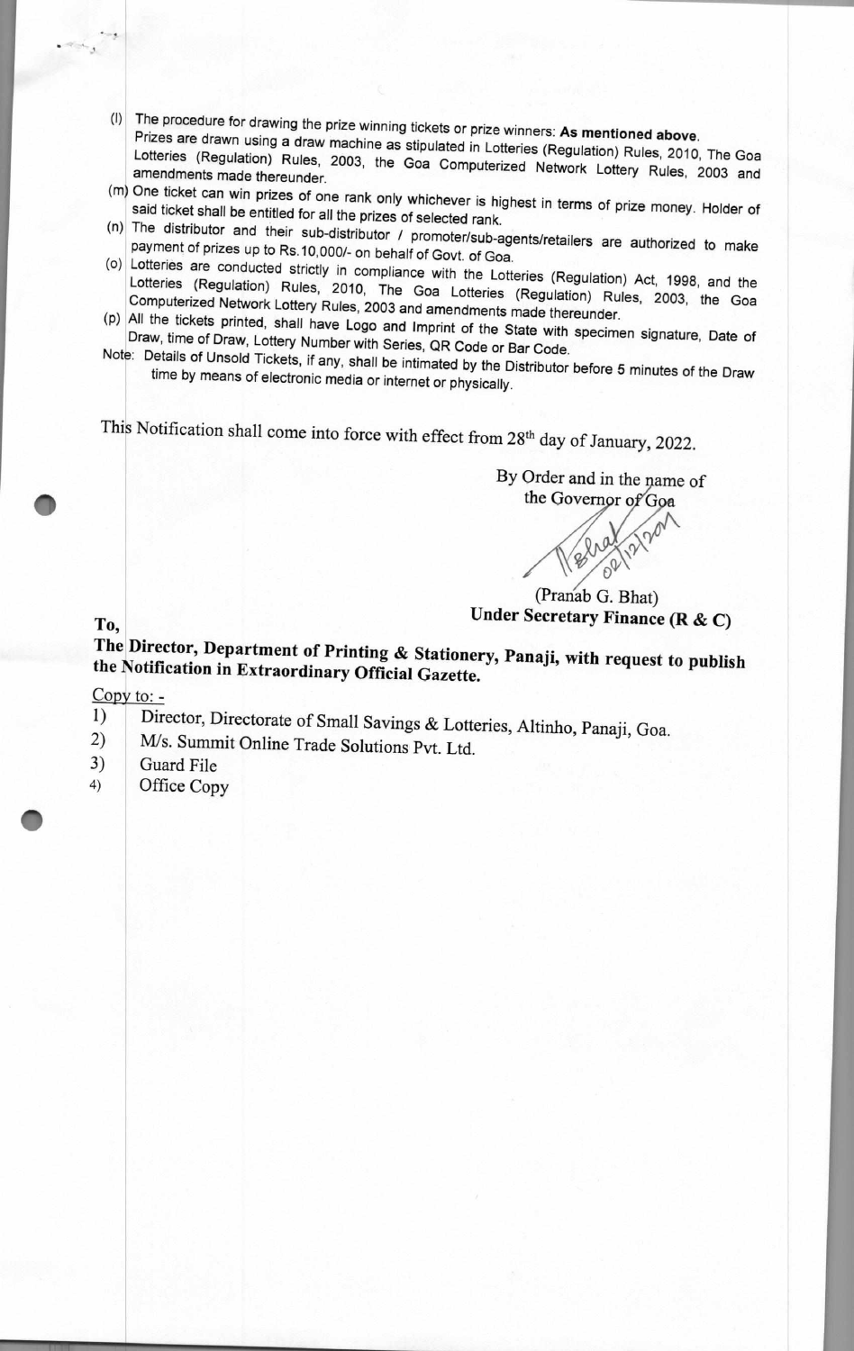(l) The procedure for drawing the prize winning tickets or prize winners: **As mentioned above.** Prizes are drawn using a draw machine as stipulated in Lotteries (Regulation) Rules, 2010, The Goa Lotteries (Regulation) Rules, 2003, the Goa Computerized Network Lottery Rules, 2003 and amendments made thereunder.

(m) One ticket can win prizes of one rank only whichever is highest in terms of prize money. Holder of said ticket shall be entitled for all the prizes of selected rank.

(n) The distributor and their sub-distributor / promoter/sub-agents/retailers are authorized to make payment of prizes up to Rs.10,000/- on behalf of Govt. of Goa.

(o) Lotteries are conducted strictly in compliance with the Lotteries (Regulation) Act, 1998, and the Lotteries (Regulation) Rules, 2010, The Goa Lotteries (Regulation) Rules, 2003, the Goa Computerized Network Lottery Rules, 2003 and amendments made thereunder.

(p) All the tickets printed, shall have Logo and Imprint of the State with specimen signature, Date of Draw, time of Draw, Lottery Number with Series, QR Code or Bar Code.

Note: Details of Unsold Tickets, if any, shall be intimated by the Distributor before 5 minutes of the Draw time by means of electronic media or internet or physically.

This Notification shall come into force with effect from 28th day of January, 2022.

By Order and in the name of
the Governor of Goa

02/12/2021

(Pranab G. Bhat)
**Under Secretary Finance (R & C)**

**To,**

**The Director, Department of Printing & Stationery, Panaji, with request to publish the Notification in Extraordinary Official Gazette.**

Copy to: -

1) Director, Directorate of Small Savings & Lotteries, Altinho, Panaji, Goa.
2) M/s. Summit Online Trade Solutions Pvt. Ltd.
3) Guard File
4) Office Copy